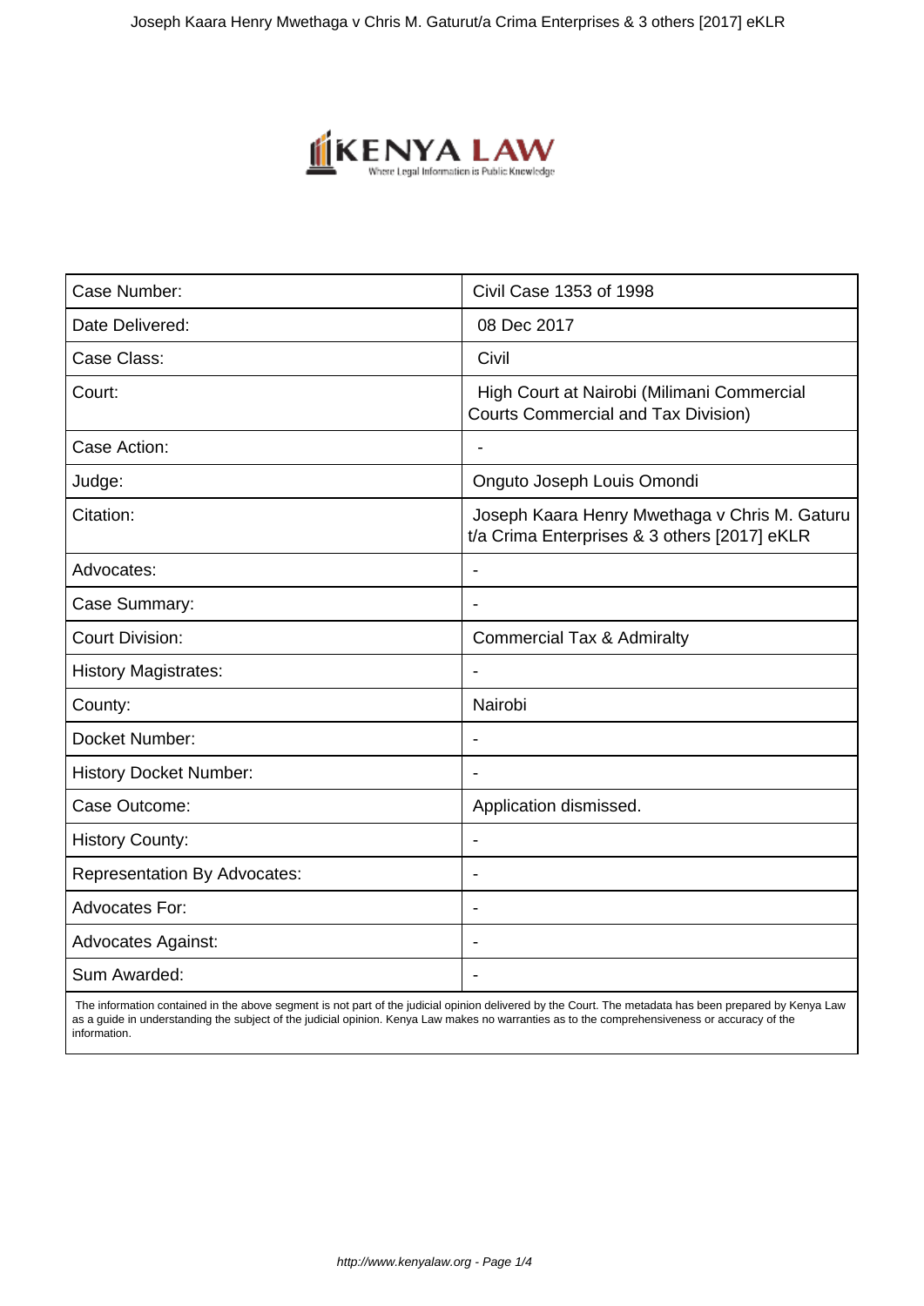| Case Number: | Civil Case 1353 of 1998 |
|---|---|
| Date Delivered: | 08 Dec 2017 |
| Case Class: | Civil |
| Court: | High Court at Nairobi (Milimani Commercial Courts Commercial and Tax Division) |
| Case Action: | - |
| Judge: | Onguto Joseph Louis Omondi |
| Citation: | Joseph Kaara Henry Mwethaga v Chris M. Gaturu t/a Crima Enterprises & 3 others [2017] eKLR |
| Advocates: | - |
| Case Summary: | - |
| Court Division: | Commercial Tax & Admiralty |
| History Magistrates: | - |
| County: | Nairobi |
| Docket Number: | - |
| History Docket Number: | - |
| Case Outcome: | Application dismissed. |
| History County: | - |
| Representation By Advocates: | - |
| Advocates For: | - |
| Advocates Against: | - |
| Sum Awarded: | - |

The information contained in the above segment is not part of the judicial opinion delivered by the Court. The metadata has been prepared by Kenya Law as a guide in understanding the subject of the judicial opinion. Kenya Law makes no warranties as to the comprehensiveness or accuracy of the information.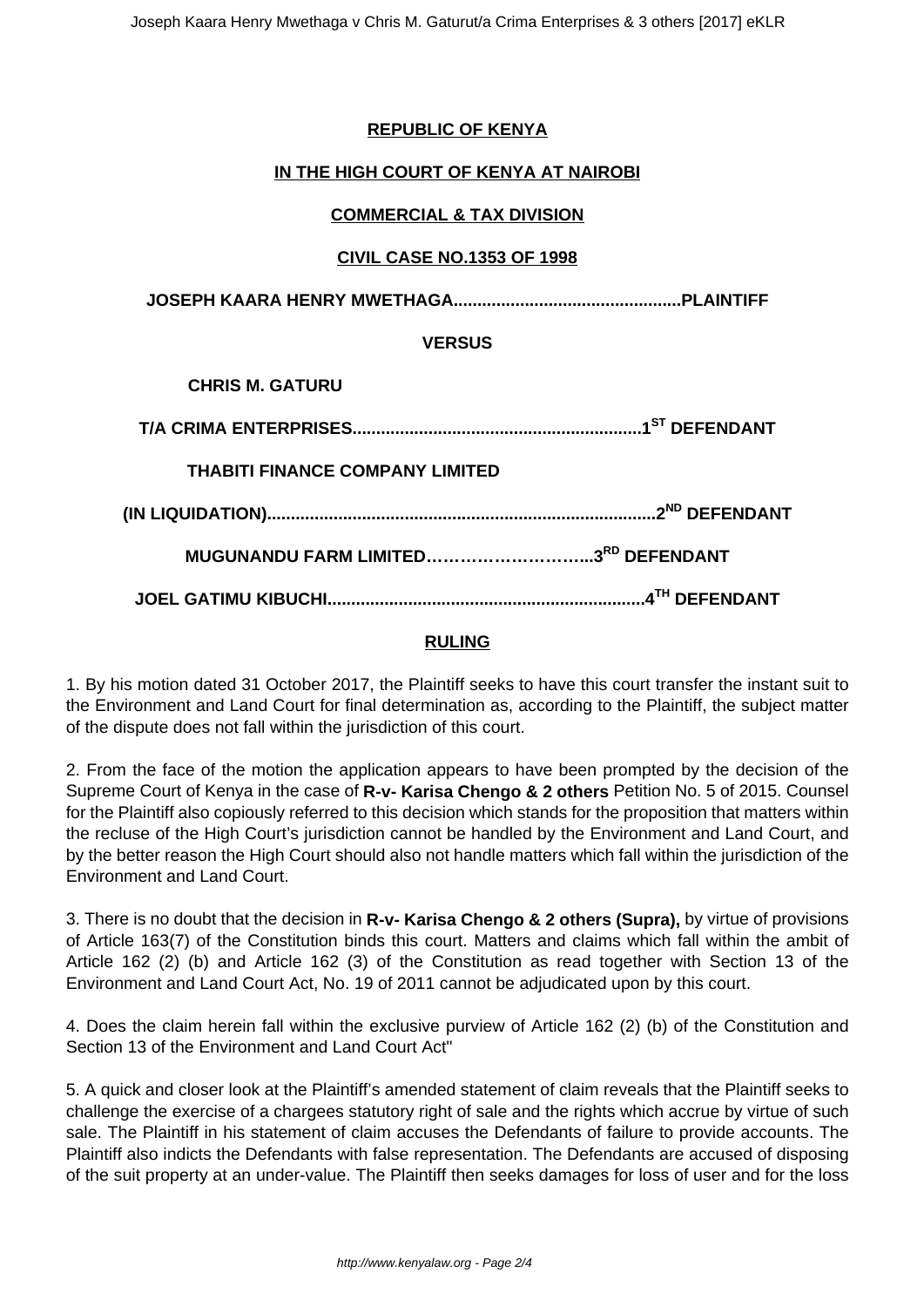**REPUBLIC OF KENYA**

**IN THE HIGH COURT OF KENYA AT NAIROBI**

**COMMERCIAL & TAX DIVISION**

**CIVIL CASE NO.1353 OF 1998**

**JOSEPH KAARA HENRY MWETHAGA................................................PLAINTIFF**

**VERSUS**

**CHRIS M. GATURU**

**T/A CRIMA ENTERPRISES.............................................................1ST DEFENDANT**

**THABITI FINANCE COMPANY LIMITED**

**(IN LIQUIDATION).................................................................................2ND DEFENDANT**

**MUGUNANDU FARM LIMITED………………………...3RD DEFENDANT**

**JOEL GATIMU KIBUCHI...................................................................4TH DEFENDANT**

**RULING**

1. By his motion dated 31 October 2017, the Plaintiff seeks to have this court transfer the instant suit to the Environment and Land Court for final determination as, according to the Plaintiff, the subject matter of the dispute does not fall within the jurisdiction of this court.

2. From the face of the motion the application appears to have been prompted by the decision of the Supreme Court of Kenya in the case of **R-v- Karisa Chengo & 2 others** Petition No. 5 of 2015. Counsel for the Plaintiff also copiously referred to this decision which stands for the proposition that matters within the recluse of the High Court's jurisdiction cannot be handled by the Environment and Land Court, and by the better reason the High Court should also not handle matters which fall within the jurisdiction of the Environment and Land Court.

3. There is no doubt that the decision in **R-v- Karisa Chengo & 2 others (Supra),** by virtue of provisions of Article 163(7) of the Constitution binds this court. Matters and claims which fall within the ambit of Article 162 (2) (b) and Article 162 (3) of the Constitution as read together with Section 13 of the Environment and Land Court Act, No. 19 of 2011 cannot be adjudicated upon by this court.

4. Does the claim herein fall within the exclusive purview of Article 162 (2) (b) of the Constitution and Section 13 of the Environment and Land Court Act"

5. A quick and closer look at the Plaintiff's amended statement of claim reveals that the Plaintiff seeks to challenge the exercise of a chargees statutory right of sale and the rights which accrue by virtue of such sale. The Plaintiff in his statement of claim accuses the Defendants of failure to provide accounts. The Plaintiff also indicts the Defendants with false representation. The Defendants are accused of disposing of the suit property at an under-value. The Plaintiff then seeks damages for loss of user and for the loss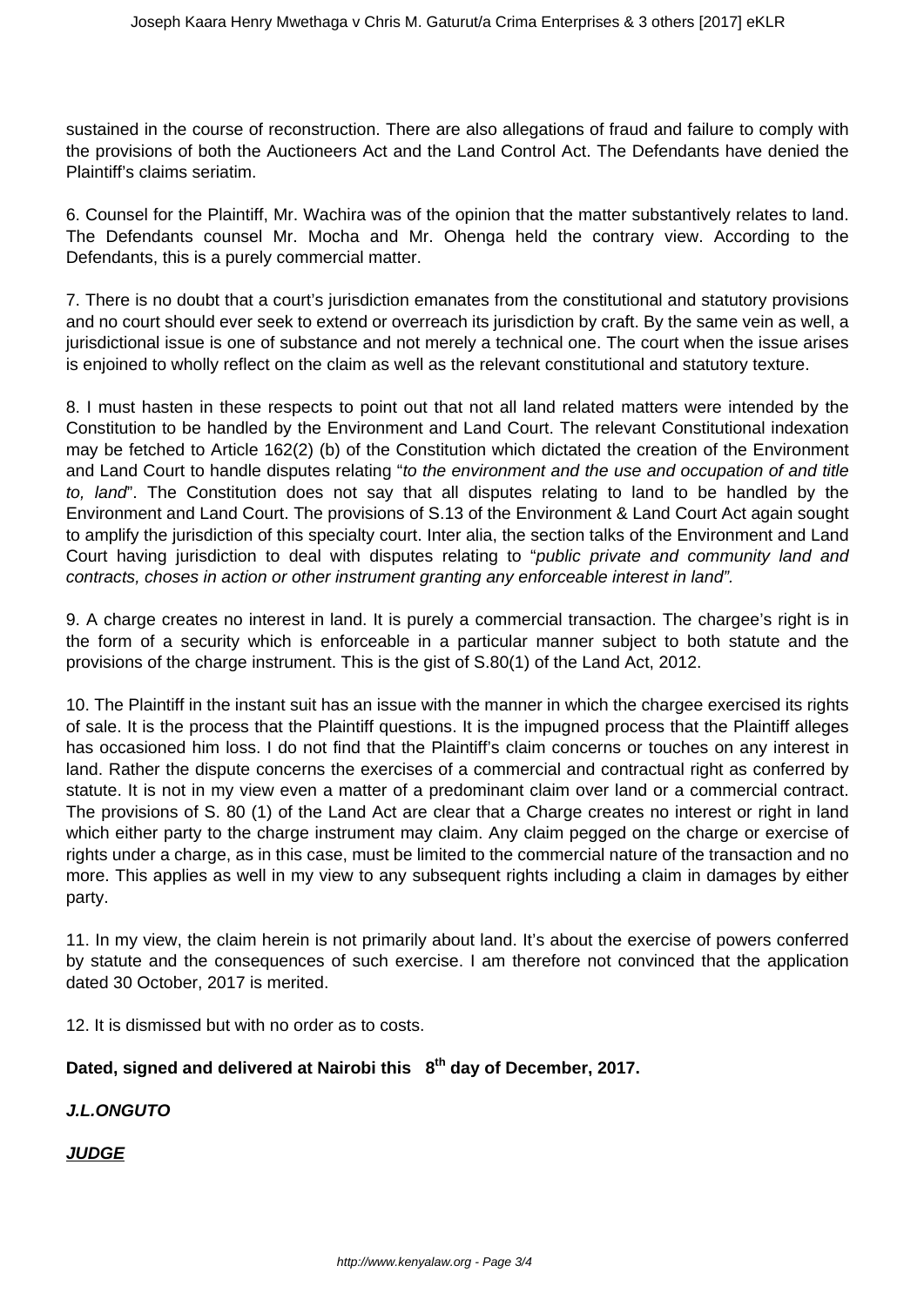sustained in the course of reconstruction. There are also allegations of fraud and failure to comply with the provisions of both the Auctioneers Act and the Land Control Act. The Defendants have denied the Plaintiff's claims seriatim.

6. Counsel for the Plaintiff, Mr. Wachira was of the opinion that the matter substantively relates to land. The Defendants counsel Mr. Mocha and Mr. Ohenga held the contrary view. According to the Defendants, this is a purely commercial matter.

7. There is no doubt that a court's jurisdiction emanates from the constitutional and statutory provisions and no court should ever seek to extend or overreach its jurisdiction by craft. By the same vein as well, a jurisdictional issue is one of substance and not merely a technical one. The court when the issue arises is enjoined to wholly reflect on the claim as well as the relevant constitutional and statutory texture.

8. I must hasten in these respects to point out that not all land related matters were intended by the Constitution to be handled by the Environment and Land Court. The relevant Constitutional indexation may be fetched to Article 162(2) (b) of the Constitution which dictated the creation of the Environment and Land Court to handle disputes relating "*to the environment and the use and occupation of and title to, land*". The Constitution does not say that all disputes relating to land to be handled by the Environment and Land Court. The provisions of S.13 of the Environment & Land Court Act again sought to amplify the jurisdiction of this specialty court. Inter alia, the section talks of the Environment and Land Court having jurisdiction to deal with disputes relating to "*public private and community land and contracts, choses in action or other instrument granting any enforceable interest in land".*

9. A charge creates no interest in land. It is purely a commercial transaction. The chargee's right is in the form of a security which is enforceable in a particular manner subject to both statute and the provisions of the charge instrument. This is the gist of S.80(1) of the Land Act, 2012.

10. The Plaintiff in the instant suit has an issue with the manner in which the chargee exercised its rights of sale. It is the process that the Plaintiff questions. It is the impugned process that the Plaintiff alleges has occasioned him loss. I do not find that the Plaintiff's claim concerns or touches on any interest in land. Rather the dispute concerns the exercises of a commercial and contractual right as conferred by statute. It is not in my view even a matter of a predominant claim over land or a commercial contract. The provisions of S. 80 (1) of the Land Act are clear that a Charge creates no interest or right in land which either party to the charge instrument may claim. Any claim pegged on the charge or exercise of rights under a charge, as in this case, must be limited to the commercial nature of the transaction and no more. This applies as well in my view to any subsequent rights including a claim in damages by either party.

11. In my view, the claim herein is not primarily about land. It's about the exercise of powers conferred by statute and the consequences of such exercise. I am therefore not convinced that the application dated 30 October, 2017 is merited.

12. It is dismissed but with no order as to costs.

**Dated, signed and delivered at Nairobi this 8th day of December, 2017.**

***J.L.ONGUTO***

***JUDGE***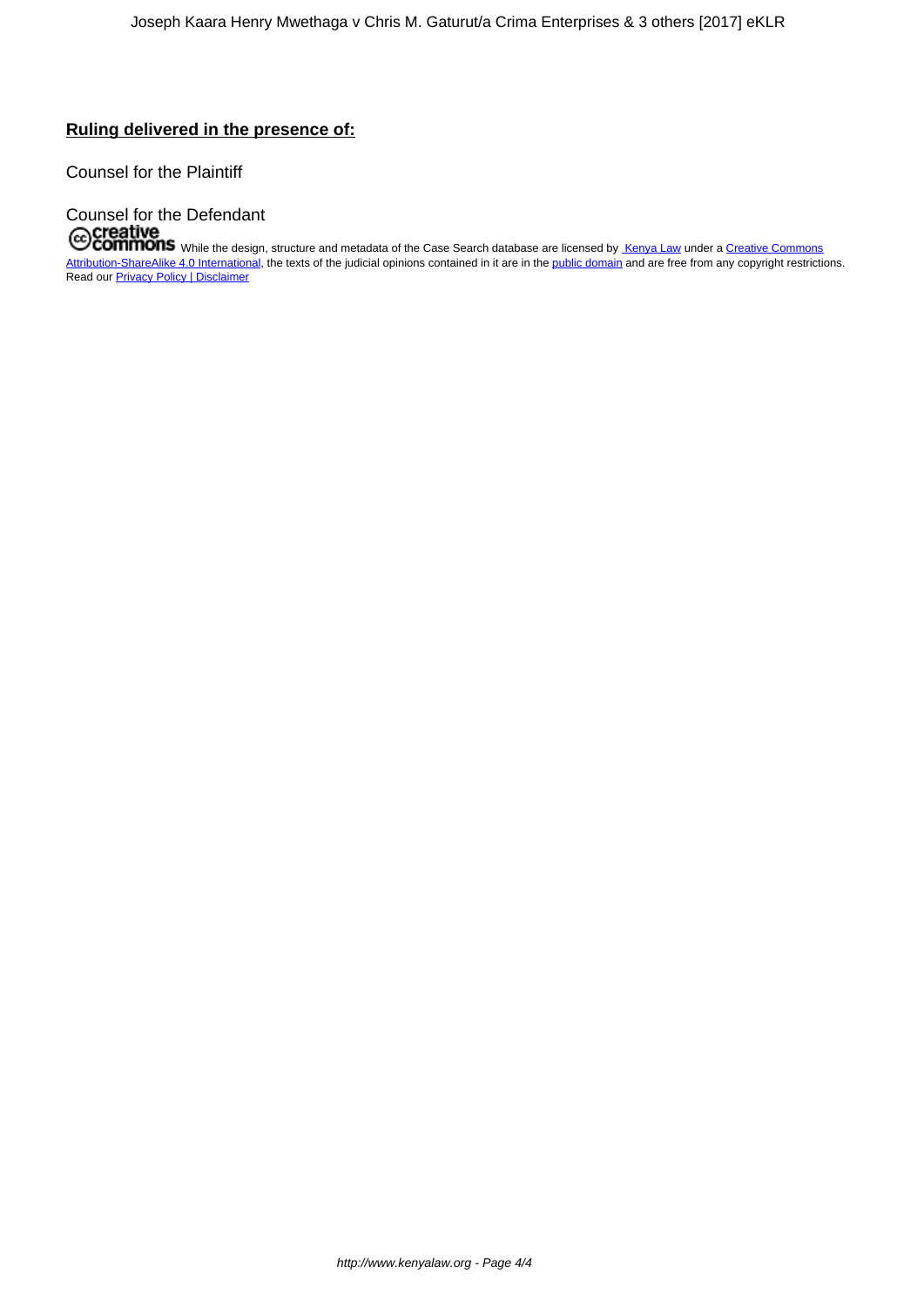**Ruling delivered in the presence of:**

Counsel for the Plaintiff

Counsel for the Defendant

While the design, structure and metadata of the Case Search database are licensed by Kenya Law under a Creative Commons Attribution-ShareAlike 4.0 International, the texts of the judicial opinions contained in it are in the public domain and are free from any copyright restrictions. Read our Privacy Policy | Disclaimer